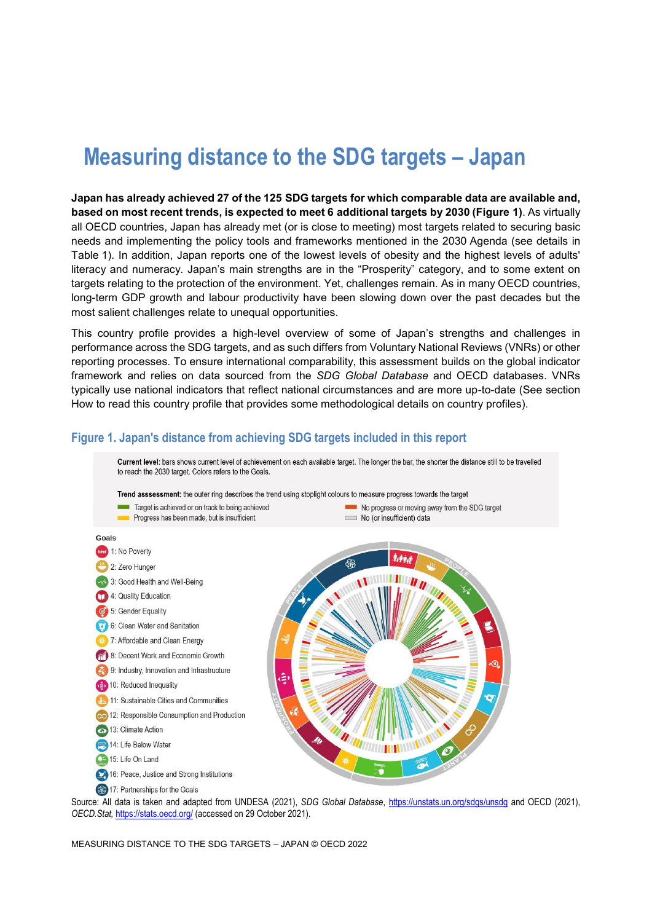# Measuring distance to the SDG targets – Japan

**Japan has already achieved 27 of the 125 SDG targets for which comparable data are available and, based on most recent trends, is expected to meet 6 additional targets by 2030 (Figure 1)**. As virtually all OECD countries, Japan has already met (or is close to meeting) most targets related to securing basic needs and implementing the policy tools and frameworks mentioned in the 2030 Agenda (see details in Table 1). In addition, Japan reports one of the lowest levels of obesity and the highest levels of adults' literacy and numeracy. Japan's main strengths are in the "Prosperity" category, and to some extent on targets relating to the protection of the environment. Yet, challenges remain. As in many OECD countries, long-term GDP growth and labour productivity have been slowing down over the past decades but the most salient challenges relate to unequal opportunities.

This country profile provides a high-level overview of some of Japan's strengths and challenges in performance across the SDG targets, and as such differs from Voluntary National Reviews (VNRs) or other reporting processes. To ensure international comparability, this assessment builds on the global indicator framework and relies on data sourced from the *SDG Global Database* and OECD databases. VNRs typically use national indicators that reflect national circumstances and are more up-to-date (See section How to read this country profile that provides some methodological details on country profiles).

## Figure 1. Japan's distance from achieving SDG targets included in this report

**Current level**: bars shows current level of achievement on each available target. The longer the bar, the shorter the distance still to be travelled to reach the 2030 target. Colors refers to the Goals.

**Trend assessment**: the outer ring describes the trend using stoplight colours to measure progress towards the target

- Target is achieved or on track to being achieved
- Progress has been made, but is insufficient
- No progress or moving away from the SDG target
- No (or insufficient) data

Goals

1: No Poverty
2: Zero Hunger
3: Good Health and Well-Being
4: Quality Education
5: Gender Equality
6: Clean Water and Sanitation
7: Affordable and Clean Energy
8: Decent Work and Economic Growth
9: Industry, Innovation and Infrastructure
10: Reduced Inequality
11: Sustainable Cities and Communities
12: Responsible Consumption and Production
13: Climate Action
14: Life Below Water
15: Life On Land
16: Peace, Justice and Strong Institutions
17: Partnerships for the Goals

Source: All data is taken and adapted from UNDESA (2021), *SDG Global Database*, https://unstats.un.org/sdgs/unsdg and OECD (2021), *OECD.Stat*, https://stats.oecd.org/ (accessed on 29 October 2021).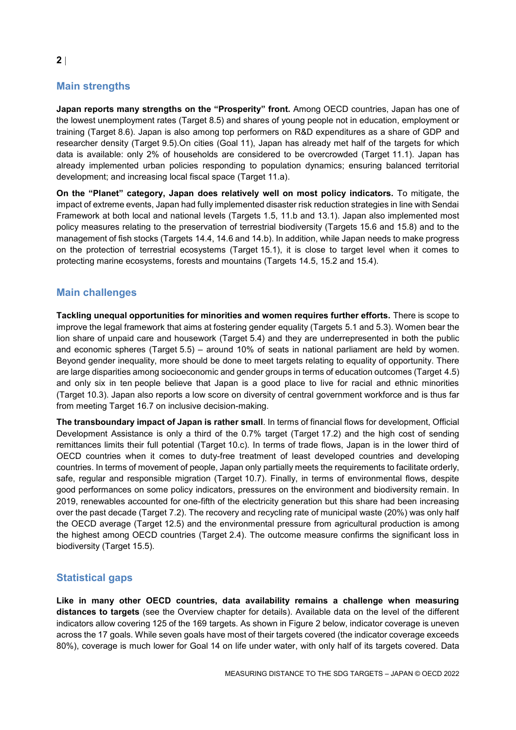## Main strengths

**Japan reports many strengths on the "Prosperity" front.** Among OECD countries, Japan has one of the lowest unemployment rates (Target 8.5) and shares of young people not in education, employment or training (Target 8.6). Japan is also among top performers on R&D expenditures as a share of GDP and researcher density (Target 9.5).On cities (Goal 11), Japan has already met half of the targets for which data is available: only 2% of households are considered to be overcrowded (Target 11.1). Japan has already implemented urban policies responding to population dynamics; ensuring balanced territorial development; and increasing local fiscal space (Target 11.a).

**On the "Planet" category, Japan does relatively well on most policy indicators.** To mitigate, the impact of extreme events, Japan had fully implemented disaster risk reduction strategies in line with Sendai Framework at both local and national levels (Targets 1.5, 11.b and 13.1). Japan also implemented most policy measures relating to the preservation of terrestrial biodiversity (Targets 15.6 and 15.8) and to the management of fish stocks (Targets 14.4, 14.6 and 14.b). In addition, while Japan needs to make progress on the protection of terrestrial ecosystems (Target 15.1), it is close to target level when it comes to protecting marine ecosystems, forests and mountains (Targets 14.5, 15.2 and 15.4).

## Main challenges

**Tackling unequal opportunities for minorities and women requires further efforts.** There is scope to improve the legal framework that aims at fostering gender equality (Targets 5.1 and 5.3). Women bear the lion share of unpaid care and housework (Target 5.4) and they are underrepresented in both the public and economic spheres (Target 5.5) – around 10% of seats in national parliament are held by women. Beyond gender inequality, more should be done to meet targets relating to equality of opportunity. There are large disparities among socioeconomic and gender groups in terms of education outcomes (Target 4.5) and only six in ten people believe that Japan is a good place to live for racial and ethnic minorities (Target 10.3). Japan also reports a low score on diversity of central government workforce and is thus far from meeting Target 16.7 on inclusive decision-making.

**The transboundary impact of Japan is rather small**. In terms of financial flows for development, Official Development Assistance is only a third of the 0.7% target (Target 17.2) and the high cost of sending remittances limits their full potential (Target 10.c). In terms of trade flows, Japan is in the lower third of OECD countries when it comes to duty-free treatment of least developed countries and developing countries. In terms of movement of people, Japan only partially meets the requirements to facilitate orderly, safe, regular and responsible migration (Target 10.7). Finally, in terms of environmental flows, despite good performances on some policy indicators, pressures on the environment and biodiversity remain. In 2019, renewables accounted for one-fifth of the electricity generation but this share had been increasing over the past decade (Target 7.2). The recovery and recycling rate of municipal waste (20%) was only half the OECD average (Target 12.5) and the environmental pressure from agricultural production is among the highest among OECD countries (Target 2.4). The outcome measure confirms the significant loss in biodiversity (Target 15.5).

## Statistical gaps

**Like in many other OECD countries, data availability remains a challenge when measuring distances to targets** (see the Overview chapter for details). Available data on the level of the different indicators allow covering 125 of the 169 targets. As shown in Figure 2 below, indicator coverage is uneven across the 17 goals. While seven goals have most of their targets covered (the indicator coverage exceeds 80%), coverage is much lower for Goal 14 on life under water, with only half of its targets covered. Data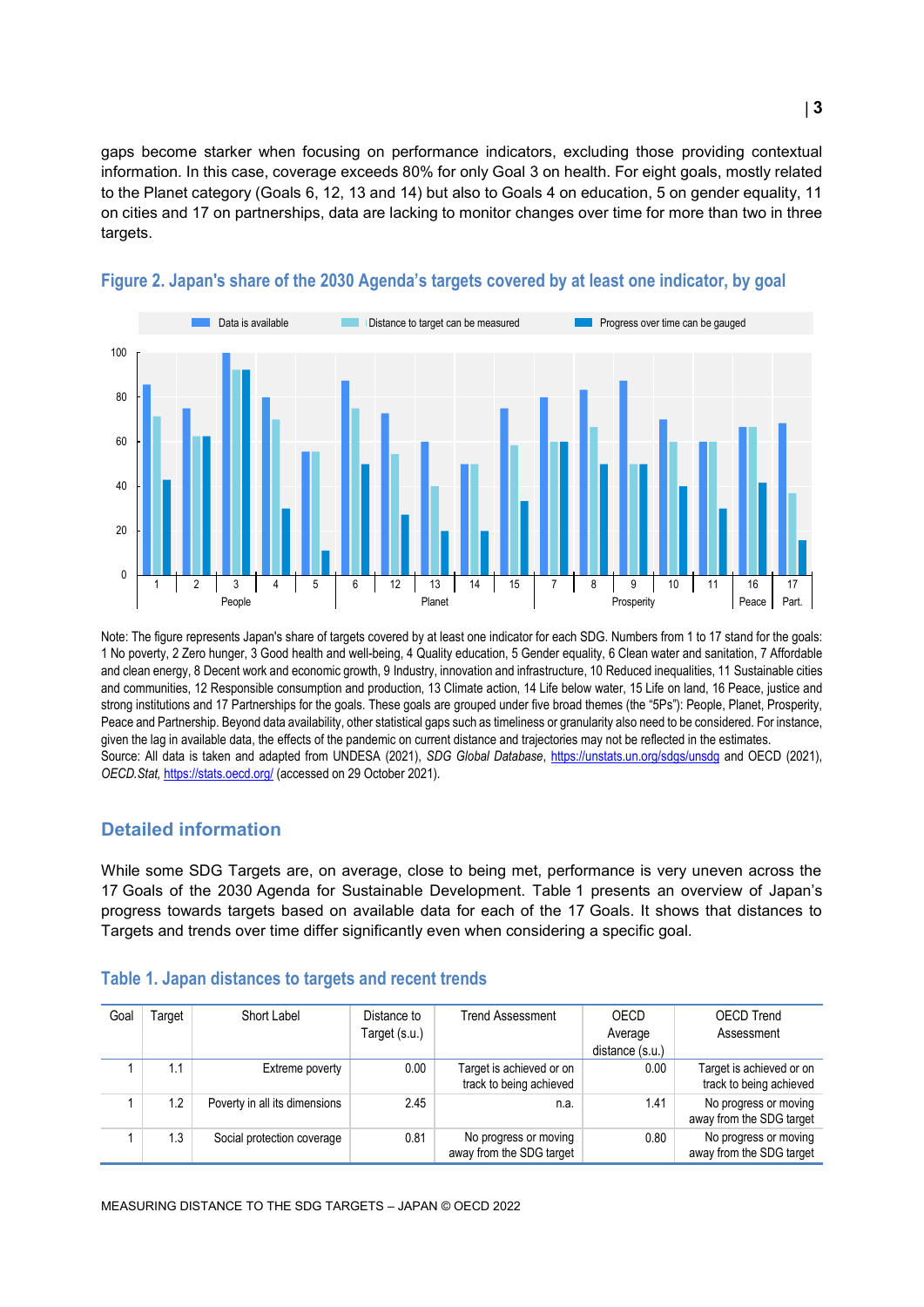gaps become starker when focusing on performance indicators, excluding those providing contextual information. In this case, coverage exceeds 80% for only Goal 3 on health. For eight goals, mostly related to the Planet category (Goals 6, 12, 13 and 14) but also to Goals 4 on education, 5 on gender equality, 11 on cities and 17 on partnerships, data are lacking to monitor changes over time for more than two in three targets.

### Figure 2. Japan's share of the 2030 Agenda's targets covered by at least one indicator, by goal

Note: The figure represents Japan's share of targets covered by at least one indicator for each SDG. Numbers from 1 to 17 stand for the goals: 1 No poverty, 2 Zero hunger, 3 Good health and well-being, 4 Quality education, 5 Gender equality, 6 Clean water and sanitation, 7 Affordable and clean energy, 8 Decent work and economic growth, 9 Industry, innovation and infrastructure, 10 Reduced inequalities, 11 Sustainable cities and communities, 12 Responsible consumption and production, 13 Climate action, 14 Life below water, 15 Life on land, 16 Peace, justice and strong institutions and 17 Partnerships for the goals. These goals are grouped under five broad themes (the "5Ps"): People, Planet, Prosperity, Peace and Partnership. Beyond data availability, other statistical gaps such as timeliness or granularity also need to be considered. For instance, given the lag in available data, the effects of the pandemic on current distance and trajectories may not be reflected in the estimates.
Source: All data is taken and adapted from UNDESA (2021), *SDG Global Database*, https://unstats.un.org/sdgs/unsdg and OECD (2021), *OECD.Stat*, https://stats.oecd.org/ (accessed on 29 October 2021).

## Detailed information

While some SDG Targets are, on average, close to being met, performance is very uneven across the 17 Goals of the 2030 Agenda for Sustainable Development. Table 1 presents an overview of Japan's progress towards targets based on available data for each of the 17 Goals. It shows that distances to Targets and trends over time differ significantly even when considering a specific goal.

### Table 1. Japan distances to targets and recent trends

| Goal | Target | Short Label | Distance to Target (s.u.) | Trend Assessment | OECD Average distance (s.u.) | OECD Trend Assessment |
|---|---|---|---|---|---|---|
| 1 | 1.1 | Extreme poverty | 0.00 | Target is achieved or on track to being achieved | 0.00 | Target is achieved or on track to being achieved |
| 1 | 1.2 | Poverty in all its dimensions | 2.45 | n.a. | 1.41 | No progress or moving away from the SDG target |
| 1 | 1.3 | Social protection coverage | 0.81 | No progress or moving away from the SDG target | 0.80 | No progress or moving away from the SDG target |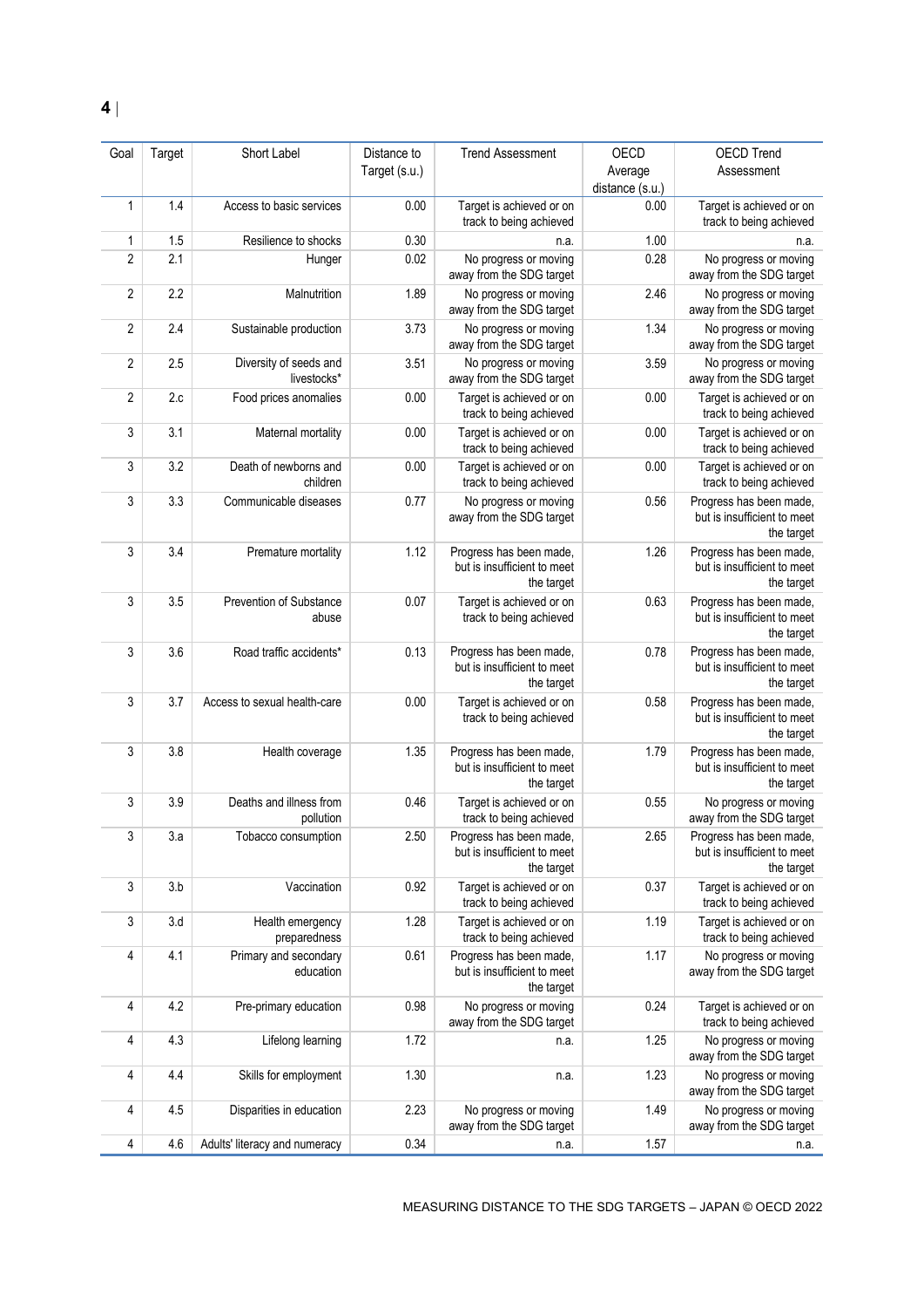| Goal | Target | Short Label | Distance to Target (s.u.) | Trend Assessment | OECD Average distance (s.u.) | OECD Trend Assessment |
|---|---|---|---|---|---|---|
| 1 | 1.4 | Access to basic services | 0.00 | Target is achieved or on track to being achieved | 0.00 | Target is achieved or on track to being achieved |
| 1 | 1.5 | Resilience to shocks | 0.30 | n.a. | 1.00 | n.a. |
| 2 | 2.1 | Hunger | 0.02 | No progress or moving away from the SDG target | 0.28 | No progress or moving away from the SDG target |
| 2 | 2.2 | Malnutrition | 1.89 | No progress or moving away from the SDG target | 2.46 | No progress or moving away from the SDG target |
| 2 | 2.4 | Sustainable production | 3.73 | No progress or moving away from the SDG target | 1.34 | No progress or moving away from the SDG target |
| 2 | 2.5 | Diversity of seeds and livestocks* | 3.51 | No progress or moving away from the SDG target | 3.59 | No progress or moving away from the SDG target |
| 2 | 2.c | Food prices anomalies | 0.00 | Target is achieved or on track to being achieved | 0.00 | Target is achieved or on track to being achieved |
| 3 | 3.1 | Maternal mortality | 0.00 | Target is achieved or on track to being achieved | 0.00 | Target is achieved or on track to being achieved |
| 3 | 3.2 | Death of newborns and children | 0.00 | Target is achieved or on track to being achieved | 0.00 | Target is achieved or on track to being achieved |
| 3 | 3.3 | Communicable diseases | 0.77 | No progress or moving away from the SDG target | 0.56 | Progress has been made, but is insufficient to meet the target |
| 3 | 3.4 | Premature mortality | 1.12 | Progress has been made, but is insufficient to meet the target | 1.26 | Progress has been made, but is insufficient to meet the target |
| 3 | 3.5 | Prevention of Substance abuse | 0.07 | Target is achieved or on track to being achieved | 0.63 | Progress has been made, but is insufficient to meet the target |
| 3 | 3.6 | Road traffic accidents* | 0.13 | Progress has been made, but is insufficient to meet the target | 0.78 | Progress has been made, but is insufficient to meet the target |
| 3 | 3.7 | Access to sexual health-care | 0.00 | Target is achieved or on track to being achieved | 0.58 | Progress has been made, but is insufficient to meet the target |
| 3 | 3.8 | Health coverage | 1.35 | Progress has been made, but is insufficient to meet the target | 1.79 | Progress has been made, but is insufficient to meet the target |
| 3 | 3.9 | Deaths and illness from pollution | 0.46 | Target is achieved or on track to being achieved | 0.55 | No progress or moving away from the SDG target |
| 3 | 3.a | Tobacco consumption | 2.50 | Progress has been made, but is insufficient to meet the target | 2.65 | Progress has been made, but is insufficient to meet the target |
| 3 | 3.b | Vaccination | 0.92 | Target is achieved or on track to being achieved | 0.37 | Target is achieved or on track to being achieved |
| 3 | 3.d | Health emergency preparedness | 1.28 | Target is achieved or on track to being achieved | 1.19 | Target is achieved or on track to being achieved |
| 4 | 4.1 | Primary and secondary education | 0.61 | Progress has been made, but is insufficient to meet the target | 1.17 | No progress or moving away from the SDG target |
| 4 | 4.2 | Pre-primary education | 0.98 | No progress or moving away from the SDG target | 0.24 | Target is achieved or on track to being achieved |
| 4 | 4.3 | Lifelong learning | 1.72 | n.a. | 1.25 | No progress or moving away from the SDG target |
| 4 | 4.4 | Skills for employment | 1.30 | n.a. | 1.23 | No progress or moving away from the SDG target |
| 4 | 4.5 | Disparities in education | 2.23 | No progress or moving away from the SDG target | 1.49 | No progress or moving away from the SDG target |
| 4 | 4.6 | Adults' literacy and numeracy | 0.34 | n.a. | 1.57 | n.a. |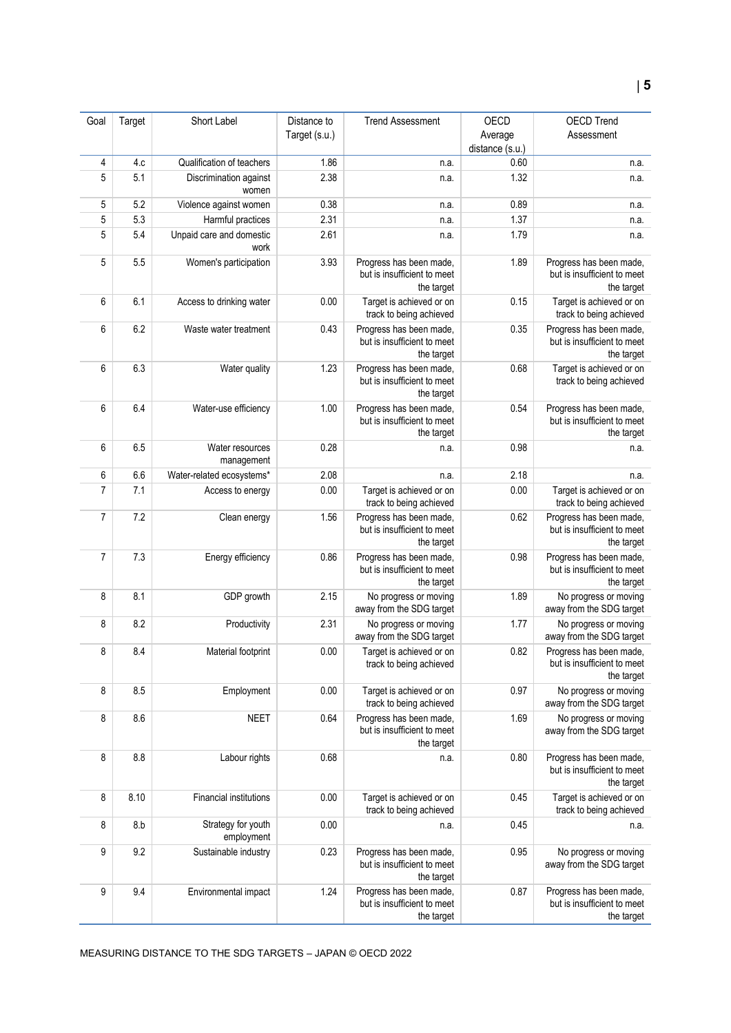| Goal | Target | Short Label | Distance to Target (s.u.) | Trend Assessment | OECD Average distance (s.u.) | OECD Trend Assessment |
|---|---|---|---|---|---|---|
| 4 | 4.c | Qualification of teachers | 1.86 | n.a. | 0.60 | n.a. |
| 5 | 5.1 | Discrimination against women | 2.38 | n.a. | 1.32 | n.a. |
| 5 | 5.2 | Violence against women | 0.38 | n.a. | 0.89 | n.a. |
| 5 | 5.3 | Harmful practices | 2.31 | n.a. | 1.37 | n.a. |
| 5 | 5.4 | Unpaid care and domestic work | 2.61 | n.a. | 1.79 | n.a. |
| 5 | 5.5 | Women's participation | 3.93 | Progress has been made, but is insufficient to meet the target | 1.89 | Progress has been made, but is insufficient to meet the target |
| 6 | 6.1 | Access to drinking water | 0.00 | Target is achieved or on track to being achieved | 0.15 | Target is achieved or on track to being achieved |
| 6 | 6.2 | Waste water treatment | 0.43 | Progress has been made, but is insufficient to meet the target | 0.35 | Progress has been made, but is insufficient to meet the target |
| 6 | 6.3 | Water quality | 1.23 | Progress has been made, but is insufficient to meet the target | 0.68 | Target is achieved or on track to being achieved |
| 6 | 6.4 | Water-use efficiency | 1.00 | Progress has been made, but is insufficient to meet the target | 0.54 | Progress has been made, but is insufficient to meet the target |
| 6 | 6.5 | Water resources management | 0.28 | n.a. | 0.98 | n.a. |
| 6 | 6.6 | Water-related ecosystems* | 2.08 | n.a. | 2.18 | n.a. |
| 7 | 7.1 | Access to energy | 0.00 | Target is achieved or on track to being achieved | 0.00 | Target is achieved or on track to being achieved |
| 7 | 7.2 | Clean energy | 1.56 | Progress has been made, but is insufficient to meet the target | 0.62 | Progress has been made, but is insufficient to meet the target |
| 7 | 7.3 | Energy efficiency | 0.86 | Progress has been made, but is insufficient to meet the target | 0.98 | Progress has been made, but is insufficient to meet the target |
| 8 | 8.1 | GDP growth | 2.15 | No progress or moving away from the SDG target | 1.89 | No progress or moving away from the SDG target |
| 8 | 8.2 | Productivity | 2.31 | No progress or moving away from the SDG target | 1.77 | No progress or moving away from the SDG target |
| 8 | 8.4 | Material footprint | 0.00 | Target is achieved or on track to being achieved | 0.82 | Progress has been made, but is insufficient to meet the target |
| 8 | 8.5 | Employment | 0.00 | Target is achieved or on track to being achieved | 0.97 | No progress or moving away from the SDG target |
| 8 | 8.6 | NEET | 0.64 | Progress has been made, but is insufficient to meet the target | 1.69 | No progress or moving away from the SDG target |
| 8 | 8.8 | Labour rights | 0.68 | n.a. | 0.80 | Progress has been made, but is insufficient to meet the target |
| 8 | 8.10 | Financial institutions | 0.00 | Target is achieved or on track to being achieved | 0.45 | Target is achieved or on track to being achieved |
| 8 | 8.b | Strategy for youth employment | 0.00 | n.a. | 0.45 | n.a. |
| 9 | 9.2 | Sustainable industry | 0.23 | Progress has been made, but is insufficient to meet the target | 0.95 | No progress or moving away from the SDG target |
| 9 | 9.4 | Environmental impact | 1.24 | Progress has been made, but is insufficient to meet the target | 0.87 | Progress has been made, but is insufficient to meet the target |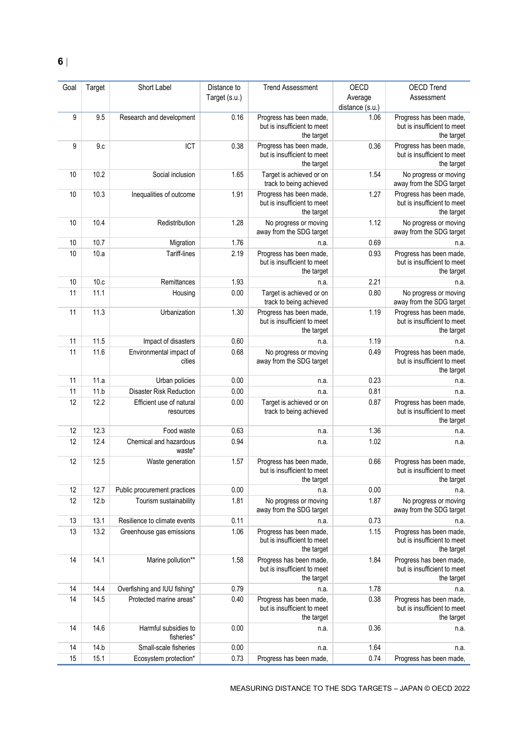| Goal | Target | Short Label | Distance to Target (s.u.) | Trend Assessment | OECD Average distance (s.u.) | OECD Trend Assessment |
|---|---|---|---|---|---|---|
| 9 | 9.5 | Research and development | 0.16 | Progress has been made, but is insufficient to meet the target | 1.06 | Progress has been made, but is insufficient to meet the target |
| 9 | 9.c | ICT | 0.38 | Progress has been made, but is insufficient to meet the target | 0.36 | Progress has been made, but is insufficient to meet the target |
| 10 | 10.2 | Social inclusion | 1.65 | Target is achieved or on track to being achieved | 1.54 | No progress or moving away from the SDG target |
| 10 | 10.3 | Inequalities of outcome | 1.91 | Progress has been made, but is insufficient to meet the target | 1.27 | Progress has been made, but is insufficient to meet the target |
| 10 | 10.4 | Redistribution | 1.28 | No progress or moving away from the SDG target | 1.12 | No progress or moving away from the SDG target |
| 10 | 10.7 | Migration | 1.76 | n.a. | 0.69 | n.a. |
| 10 | 10.a | Tariff-lines | 2.19 | Progress has been made, but is insufficient to meet the target | 0.93 | Progress has been made, but is insufficient to meet the target |
| 10 | 10.c | Remittances | 1.93 | n.a. | 2.21 | n.a. |
| 11 | 11.1 | Housing | 0.00 | Target is achieved or on track to being achieved | 0.80 | No progress or moving away from the SDG target |
| 11 | 11.3 | Urbanization | 1.30 | Progress has been made, but is insufficient to meet the target | 1.19 | Progress has been made, but is insufficient to meet the target |
| 11 | 11.5 | Impact of disasters | 0.60 | n.a. | 1.19 | n.a. |
| 11 | 11.6 | Environmental impact of cities | 0.68 | No progress or moving away from the SDG target | 0.49 | Progress has been made, but is insufficient to meet the target |
| 11 | 11.a | Urban policies | 0.00 | n.a. | 0.23 | n.a. |
| 11 | 11.b | Disaster Risk Reduction | 0.00 | n.a. | 0.81 | n.a. |
| 12 | 12.2 | Efficient use of natural resources | 0.00 | Target is achieved or on track to being achieved | 0.87 | Progress has been made, but is insufficient to meet the target |
| 12 | 12.3 | Food waste | 0.63 | n.a. | 1.36 | n.a. |
| 12 | 12.4 | Chemical and hazardous waste* | 0.94 | n.a. | 1.02 | n.a. |
| 12 | 12.5 | Waste generation | 1.57 | Progress has been made, but is insufficient to meet the target | 0.66 | Progress has been made, but is insufficient to meet the target |
| 12 | 12.7 | Public procurement practices | 0.00 | n.a. | 0.00 | n.a. |
| 12 | 12.b | Tourism sustainability | 1.81 | No progress or moving away from the SDG target | 1.87 | No progress or moving away from the SDG target |
| 13 | 13.1 | Resilience to climate events | 0.11 | n.a. | 0.73 | n.a. |
| 13 | 13.2 | Greenhouse gas emissions | 1.06 | Progress has been made, but is insufficient to meet the target | 1.15 | Progress has been made, but is insufficient to meet the target |
| 14 | 14.1 | Marine pollution** | 1.58 | Progress has been made, but is insufficient to meet the target | 1.84 | Progress has been made, but is insufficient to meet the target |
| 14 | 14.4 | Overfishing and IUU fishing* | 0.79 | n.a. | 1.78 | n.a. |
| 14 | 14.5 | Protected marine areas* | 0.40 | Progress has been made, but is insufficient to meet the target | 0.38 | Progress has been made, but is insufficient to meet the target |
| 14 | 14.6 | Harmful subsidies to fisheries* | 0.00 | n.a. | 0.36 | n.a. |
| 14 | 14.b | Small-scale fisheries | 0.00 | n.a. | 1.64 | n.a. |
| 15 | 15.1 | Ecosystem protection* | 0.73 | Progress has been made, | 0.74 | Progress has been made, |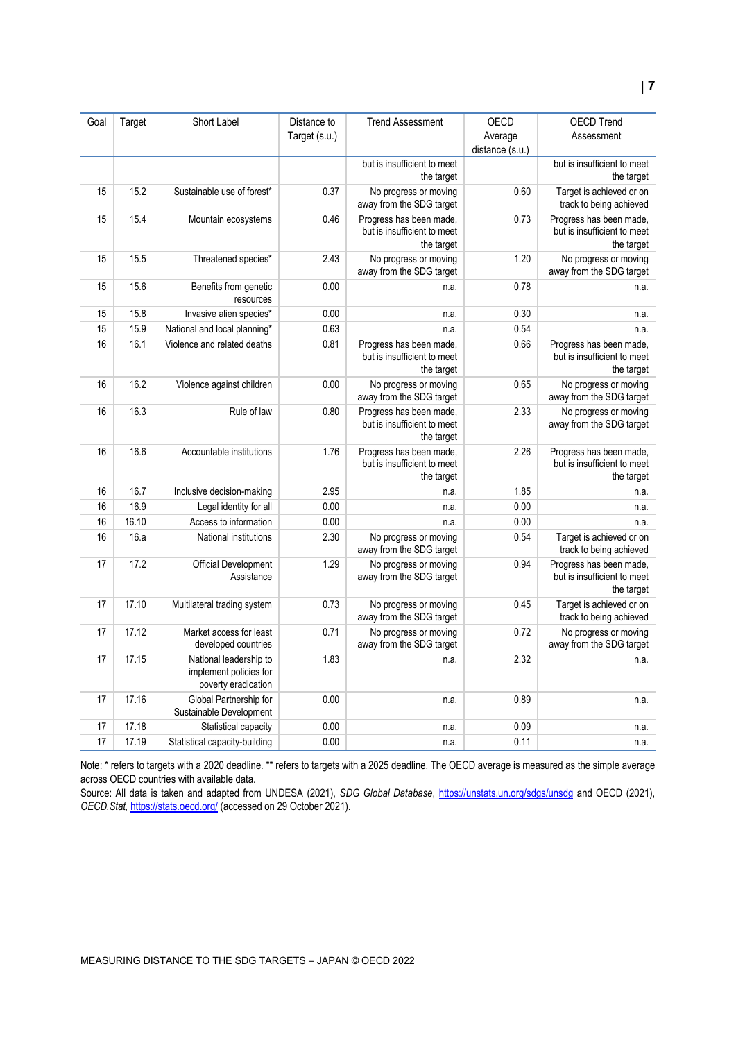| Goal | Target | Short Label | Distance to Target (s.u.) | Trend Assessment | OECD Average distance (s.u.) | OECD Trend Assessment |
|---|---|---|---|---|---|---|
| | | | | but is insufficient to meet the target | | but is insufficient to meet the target |
| 15 | 15.2 | Sustainable use of forest* | 0.37 | No progress or moving away from the SDG target | 0.60 | Target is achieved or on track to being achieved |
| 15 | 15.4 | Mountain ecosystems | 0.46 | Progress has been made, but is insufficient to meet the target | 0.73 | Progress has been made, but is insufficient to meet the target |
| 15 | 15.5 | Threatened species* | 2.43 | No progress or moving away from the SDG target | 1.20 | No progress or moving away from the SDG target |
| 15 | 15.6 | Benefits from genetic resources | 0.00 | n.a. | 0.78 | n.a. |
| 15 | 15.8 | Invasive alien species* | 0.00 | n.a. | 0.30 | n.a. |
| 15 | 15.9 | National and local planning* | 0.63 | n.a. | 0.54 | n.a. |
| 16 | 16.1 | Violence and related deaths | 0.81 | Progress has been made, but is insufficient to meet the target | 0.66 | Progress has been made, but is insufficient to meet the target |
| 16 | 16.2 | Violence against children | 0.00 | No progress or moving away from the SDG target | 0.65 | No progress or moving away from the SDG target |
| 16 | 16.3 | Rule of law | 0.80 | Progress has been made, but is insufficient to meet the target | 2.33 | No progress or moving away from the SDG target |
| 16 | 16.6 | Accountable institutions | 1.76 | Progress has been made, but is insufficient to meet the target | 2.26 | Progress has been made, but is insufficient to meet the target |
| 16 | 16.7 | Inclusive decision-making | 2.95 | n.a. | 1.85 | n.a. |
| 16 | 16.9 | Legal identity for all | 0.00 | n.a. | 0.00 | n.a. |
| 16 | 16.10 | Access to information | 0.00 | n.a. | 0.00 | n.a. |
| 16 | 16.a | National institutions | 2.30 | No progress or moving away from the SDG target | 0.54 | Target is achieved or on track to being achieved |
| 17 | 17.2 | Official Development Assistance | 1.29 | No progress or moving away from the SDG target | 0.94 | Progress has been made, but is insufficient to meet the target |
| 17 | 17.10 | Multilateral trading system | 0.73 | No progress or moving away from the SDG target | 0.45 | Target is achieved or on track to being achieved |
| 17 | 17.12 | Market access for least developed countries | 0.71 | No progress or moving away from the SDG target | 0.72 | No progress or moving away from the SDG target |
| 17 | 17.15 | National leadership to implement policies for poverty eradication | 1.83 | n.a. | 2.32 | n.a. |
| 17 | 17.16 | Global Partnership for Sustainable Development | 0.00 | n.a. | 0.89 | n.a. |
| 17 | 17.18 | Statistical capacity | 0.00 | n.a. | 0.09 | n.a. |
| 17 | 17.19 | Statistical capacity-building | 0.00 | n.a. | 0.11 | n.a. |

Note: * refers to targets with a 2020 deadline. ** refers to targets with a 2025 deadline. The OECD average is measured as the simple average across OECD countries with available data.

Source: All data is taken and adapted from UNDESA (2021), *SDG Global Database*, https://unstats.un.org/sdgs/unsdg and OECD (2021), *OECD.Stat*, https://stats.oecd.org/ (accessed on 29 October 2021).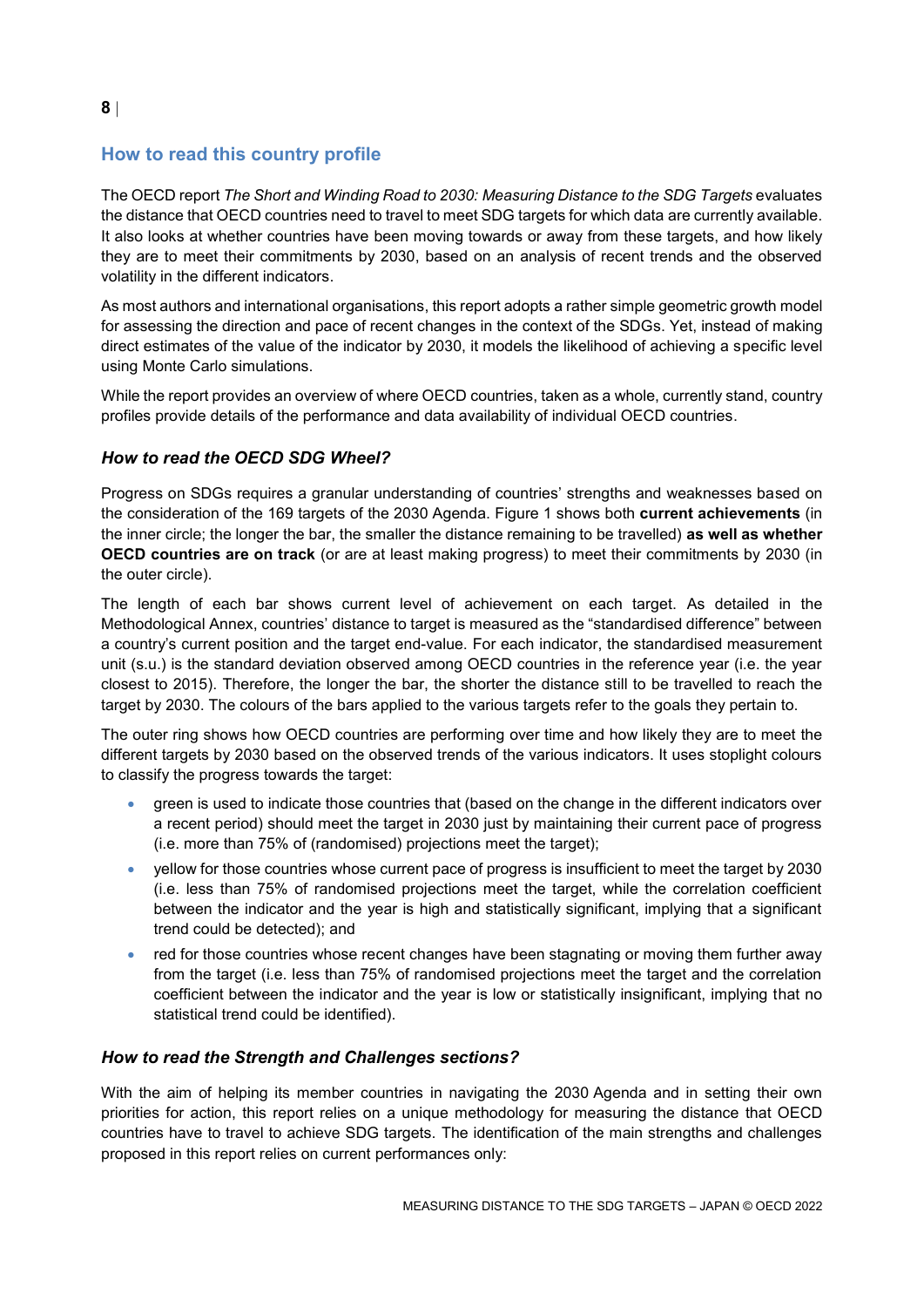## How to read this country profile

The OECD report *The Short and Winding Road to 2030: Measuring Distance to the SDG Targets* evaluates the distance that OECD countries need to travel to meet SDG targets for which data are currently available. It also looks at whether countries have been moving towards or away from these targets, and how likely they are to meet their commitments by 2030, based on an analysis of recent trends and the observed volatility in the different indicators.

As most authors and international organisations, this report adopts a rather simple geometric growth model for assessing the direction and pace of recent changes in the context of the SDGs. Yet, instead of making direct estimates of the value of the indicator by 2030, it models the likelihood of achieving a specific level using Monte Carlo simulations.

While the report provides an overview of where OECD countries, taken as a whole, currently stand, country profiles provide details of the performance and data availability of individual OECD countries.

### *How to read the OECD SDG Wheel?*

Progress on SDGs requires a granular understanding of countries' strengths and weaknesses based on the consideration of the 169 targets of the 2030 Agenda. Figure 1 shows both **current achievements** (in the inner circle; the longer the bar, the smaller the distance remaining to be travelled) **as well as whether OECD countries are on track** (or are at least making progress) to meet their commitments by 2030 (in the outer circle).

The length of each bar shows current level of achievement on each target. As detailed in the Methodological Annex, countries' distance to target is measured as the "standardised difference" between a country's current position and the target end-value. For each indicator, the standardised measurement unit (s.u.) is the standard deviation observed among OECD countries in the reference year (i.e. the year closest to 2015). Therefore, the longer the bar, the shorter the distance still to be travelled to reach the target by 2030. The colours of the bars applied to the various targets refer to the goals they pertain to.

The outer ring shows how OECD countries are performing over time and how likely they are to meet the different targets by 2030 based on the observed trends of the various indicators. It uses stoplight colours to classify the progress towards the target:

- green is used to indicate those countries that (based on the change in the different indicators over a recent period) should meet the target in 2030 just by maintaining their current pace of progress (i.e. more than 75% of (randomised) projections meet the target);
- yellow for those countries whose current pace of progress is insufficient to meet the target by 2030 (i.e. less than 75% of randomised projections meet the target, while the correlation coefficient between the indicator and the year is high and statistically significant, implying that a significant trend could be detected); and
- red for those countries whose recent changes have been stagnating or moving them further away from the target (i.e. less than 75% of randomised projections meet the target and the correlation coefficient between the indicator and the year is low or statistically insignificant, implying that no statistical trend could be identified).

### *How to read the Strength and Challenges sections?*

With the aim of helping its member countries in navigating the 2030 Agenda and in setting their own priorities for action, this report relies on a unique methodology for measuring the distance that OECD countries have to travel to achieve SDG targets. The identification of the main strengths and challenges proposed in this report relies on current performances only: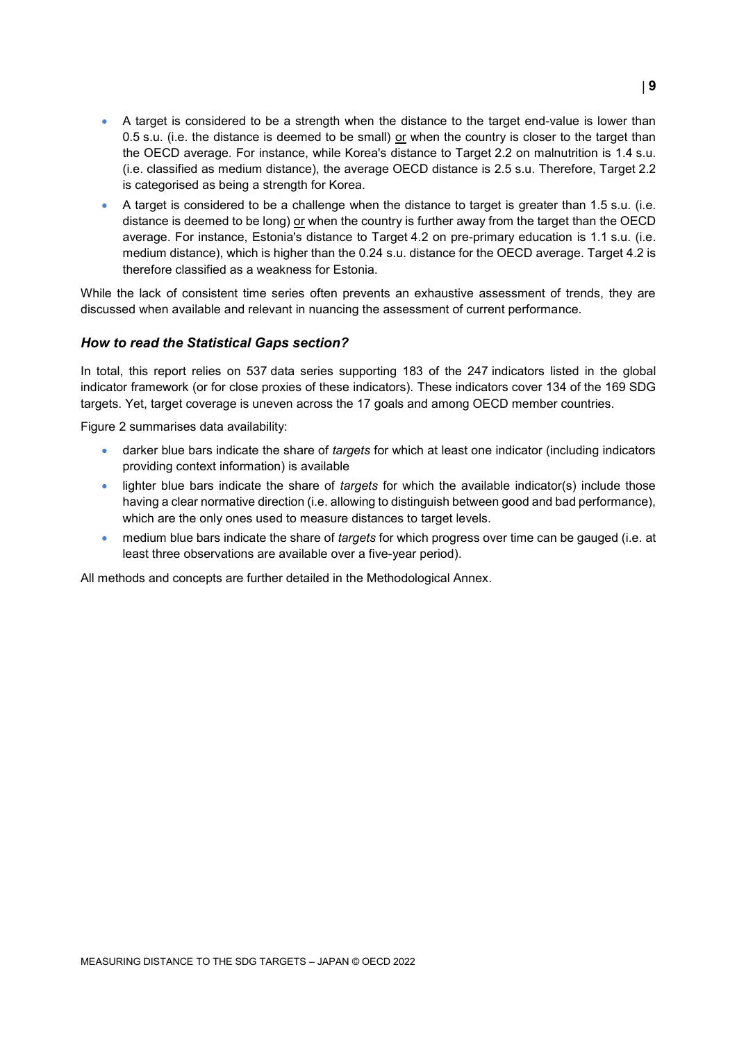- A target is considered to be a strength when the distance to the target end-value is lower than 0.5 s.u. (i.e. the distance is deemed to be small) or when the country is closer to the target than the OECD average. For instance, while Korea's distance to Target 2.2 on malnutrition is 1.4 s.u. (i.e. classified as medium distance), the average OECD distance is 2.5 s.u. Therefore, Target 2.2 is categorised as being a strength for Korea.
- A target is considered to be a challenge when the distance to target is greater than 1.5 s.u. (i.e. distance is deemed to be long) or when the country is further away from the target than the OECD average. For instance, Estonia's distance to Target 4.2 on pre-primary education is 1.1 s.u. (i.e. medium distance), which is higher than the 0.24 s.u. distance for the OECD average. Target 4.2 is therefore classified as a weakness for Estonia.

While the lack of consistent time series often prevents an exhaustive assessment of trends, they are discussed when available and relevant in nuancing the assessment of current performance.

### *How to read the Statistical Gaps section?*

In total, this report relies on 537 data series supporting 183 of the 247 indicators listed in the global indicator framework (or for close proxies of these indicators). These indicators cover 134 of the 169 SDG targets. Yet, target coverage is uneven across the 17 goals and among OECD member countries.

Figure 2 summarises data availability:

- darker blue bars indicate the share of *targets* for which at least one indicator (including indicators providing context information) is available
- lighter blue bars indicate the share of *targets* for which the available indicator(s) include those having a clear normative direction (i.e. allowing to distinguish between good and bad performance), which are the only ones used to measure distances to target levels.
- medium blue bars indicate the share of *targets* for which progress over time can be gauged (i.e. at least three observations are available over a five-year period).

All methods and concepts are further detailed in the Methodological Annex.